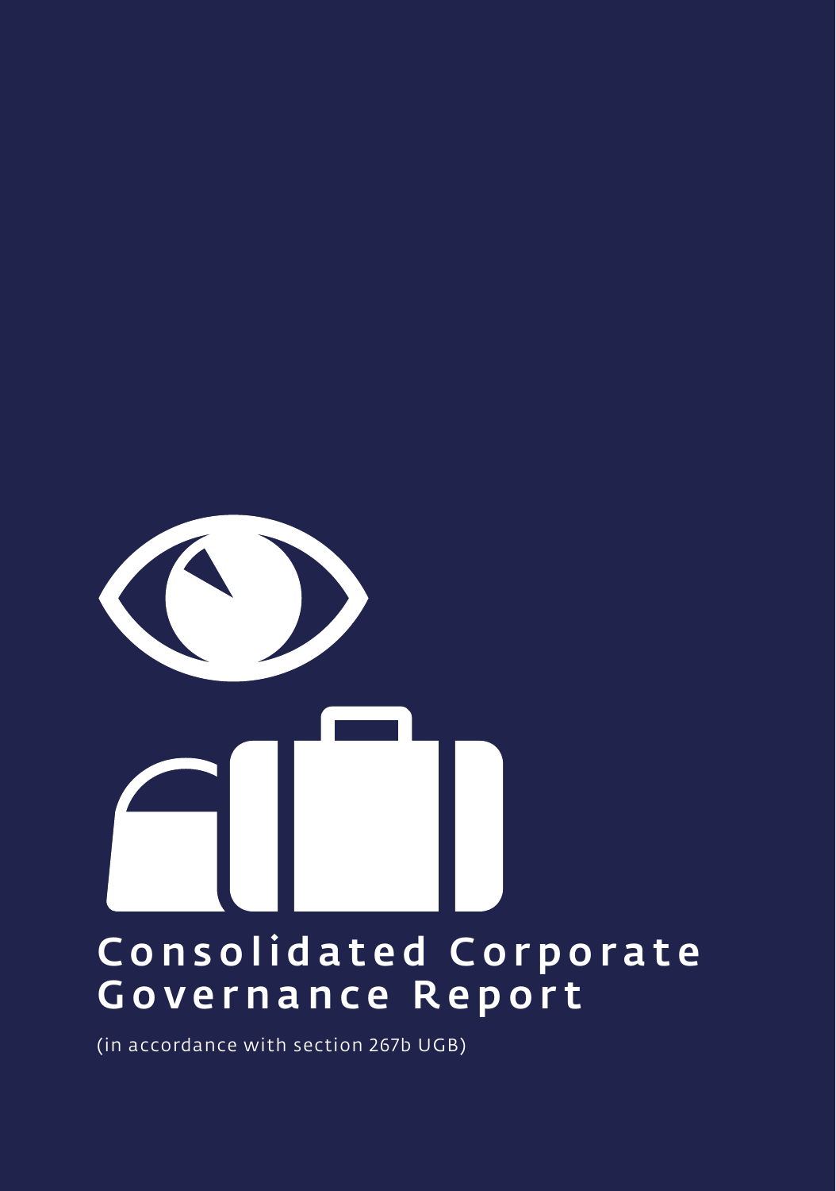# Consolidated Corporate Governance Report

(in accordance with section 267b UGB)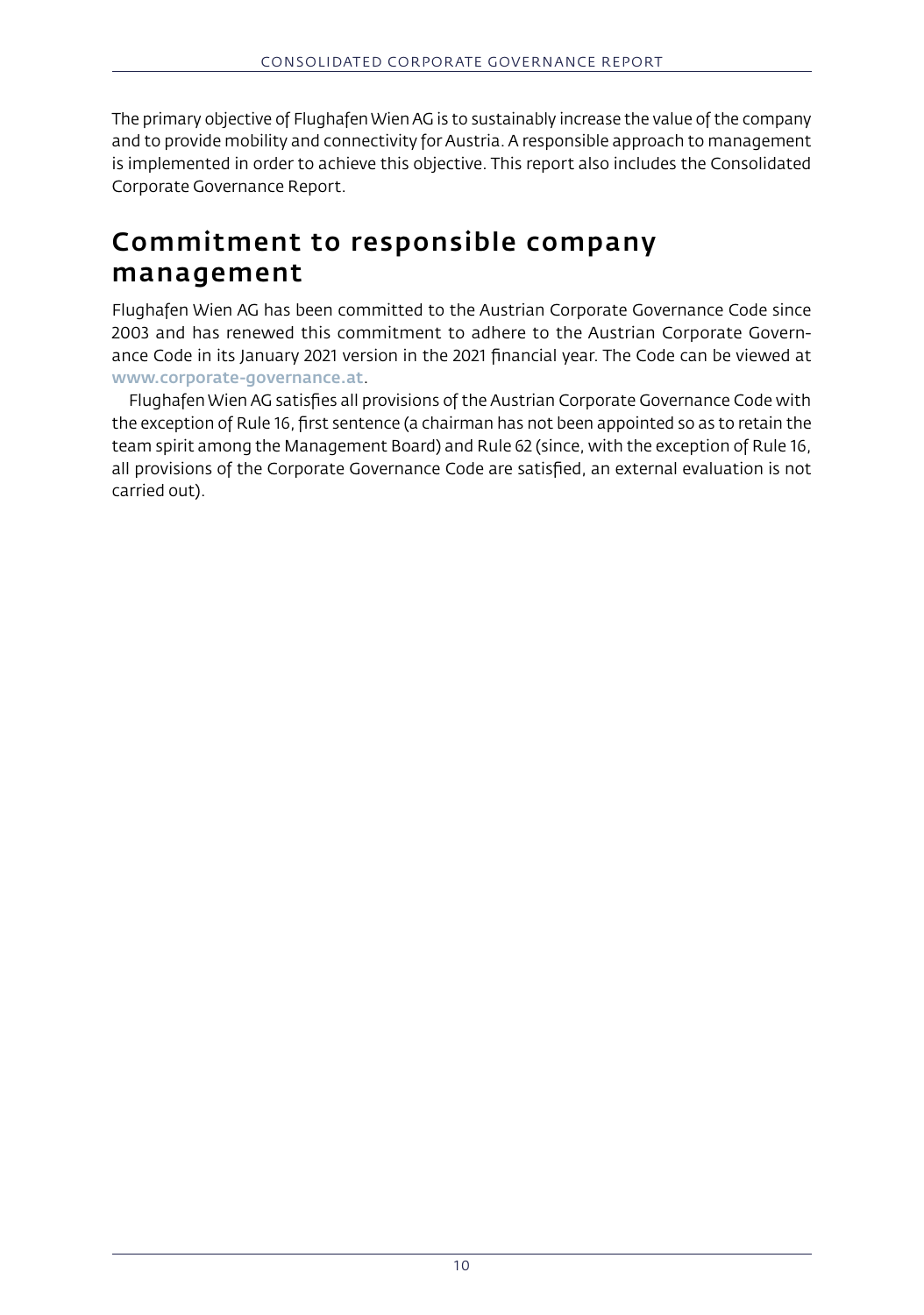The primary objective of Flughafen Wien AG is to sustainably increase the value of the company and to provide mobility and connectivity for Austria. A responsible approach to management is implemented in order to achieve this objective. This report also includes the Consolidated Corporate Governance Report.

## Commitment to responsible company management

Flughafen Wien AG has been committed to the Austrian Corporate Governance Code since 2003 and has renewed this commitment to adhere to the Austrian Corporate Governance Code in its January 2021 version in the 2021 financial year. The Code can be viewed at **www.corporate-governance.at**.

Flughafen Wien AG satisfies all provisions of the Austrian Corporate Governance Code with the exception of Rule 16, first sentence (a chairman has not been appointed so as to retain the team spirit among the Management Board) and Rule 62 (since, with the exception of Rule 16, all provisions of the Corporate Governance Code are satisfied, an external evaluation is not carried out).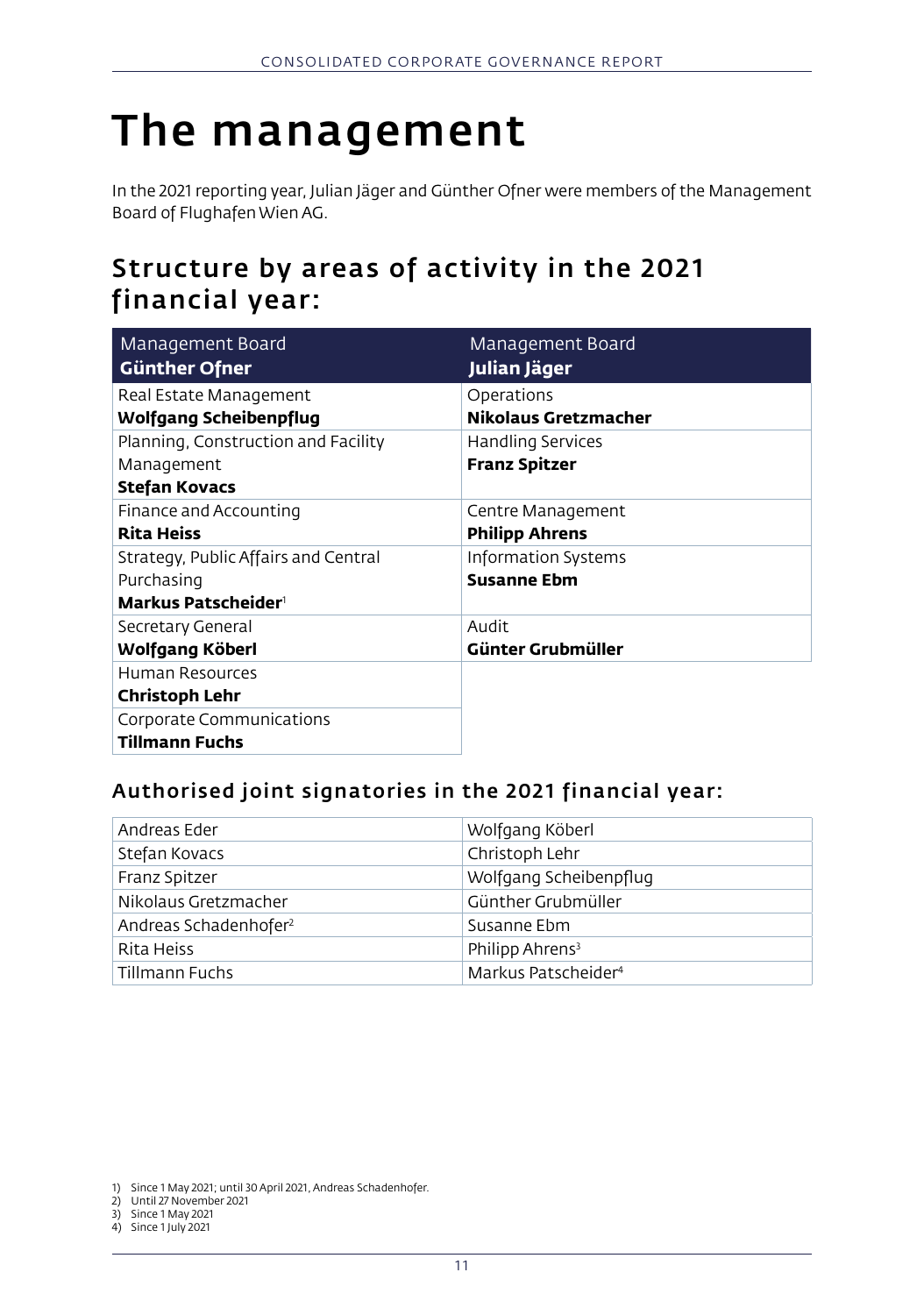# The management

In the 2021 reporting year, Julian Jäger and Günther Ofner were members of the Management Board of Flughafen Wien AG.

## Structure by areas of activity in the 2021 financial year:

| Management Board **Günther Ofner** | Management Board **Julian Jäger** |
|---|---|
| Real Estate Management **Wolfgang Scheibenpflug** | Operations **Nikolaus Gretzmacher** |
| Planning, Construction and Facility Management **Stefan Kovacs** | Handling Services **Franz Spitzer** |
| Finance and Accounting **Rita Heiss** | Centre Management **Philipp Ahrens** |
| Strategy, Public Affairs and Central Purchasing **Markus Patscheider**[1] | Information Systems **Susanne Ebm** |
| Secretary General **Wolfgang Köberl** | Audit **Günter Grubmüller** |
| Human Resources **Christoph Lehr** | |
| Corporate Communications **Tillmann Fuchs** | |

### Authorised joint signatories in the 2021 financial year:

| | |
|---|---|
| Andreas Eder | Wolfgang Köberl |
| Stefan Kovacs | Christoph Lehr |
| Franz Spitzer | Wolfgang Scheibenpflug |
| Nikolaus Gretzmacher | Günther Grubmüller |
| Andreas Schadenhofer[2] | Susanne Ebm |
| Rita Heiss | Philipp Ahrens[3] |
| Tillmann Fuchs | Markus Patscheider[4] |

1) Since 1 May 2021; until 30 April 2021, Andreas Schadenhofer.
2) Until 27 November 2021
3) Since 1 May 2021
4) Since 1 July 2021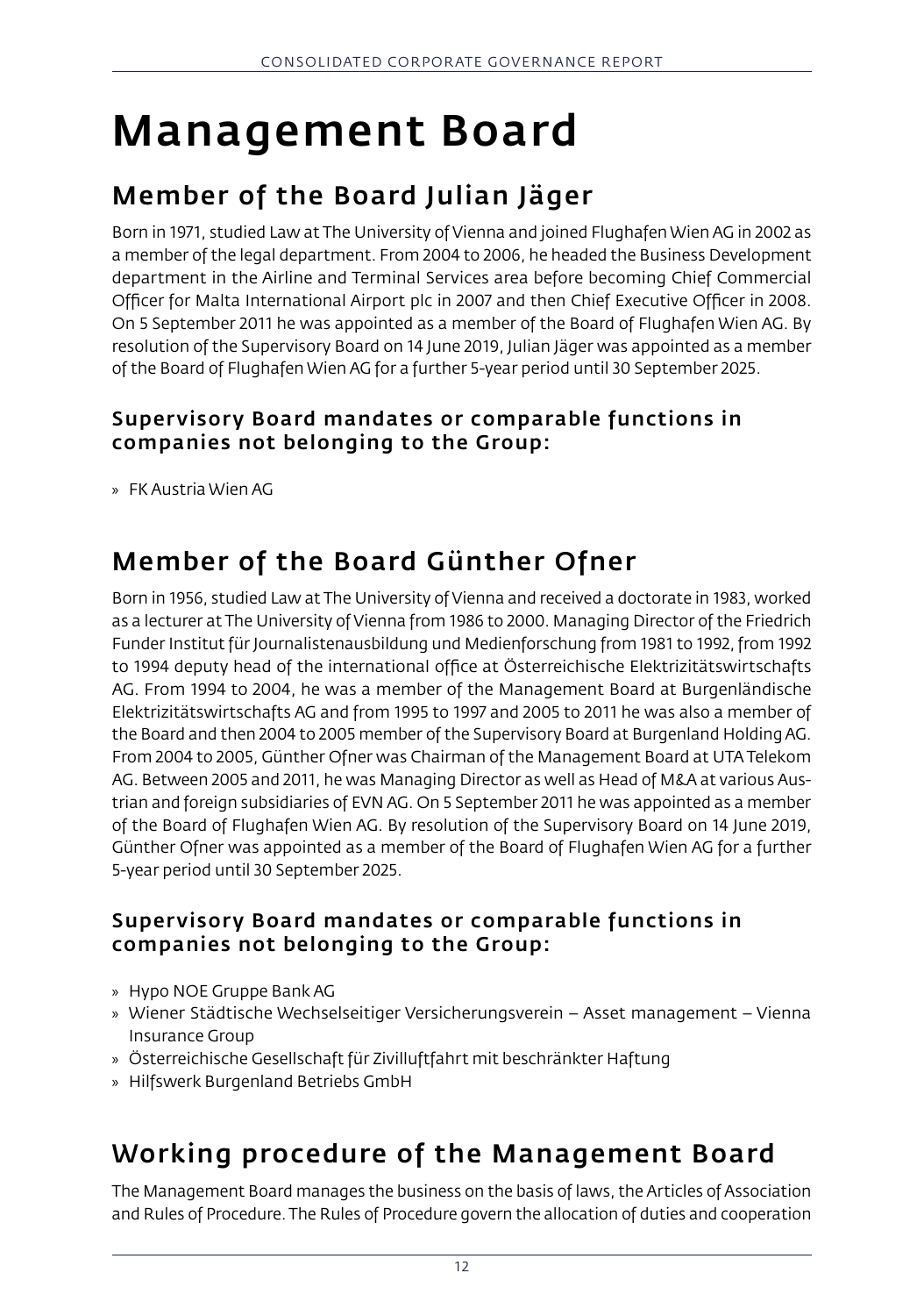# Management Board

## Member of the Board Julian Jäger

Born in 1971, studied Law at The University of Vienna and joined Flughafen Wien AG in 2002 as a member of the legal department. From 2004 to 2006, he headed the Business Development department in the Airline and Terminal Services area before becoming Chief Commercial Officer for Malta International Airport plc in 2007 and then Chief Executive Officer in 2008. On 5 September 2011 he was appointed as a member of the Board of Flughafen Wien AG. By resolution of the Supervisory Board on 14 June 2019, Julian Jäger was appointed as a member of the Board of Flughafen Wien AG for a further 5-year period until 30 September 2025.

### Supervisory Board mandates or comparable functions in companies not belonging to the Group:

- FK Austria Wien AG

## Member of the Board Günther Ofner

Born in 1956, studied Law at The University of Vienna and received a doctorate in 1983, worked as a lecturer at The University of Vienna from 1986 to 2000. Managing Director of the Friedrich Funder Institut für Journalistenausbildung und Medienforschung from 1981 to 1992, from 1992 to 1994 deputy head of the international office at Österreichische Elektrizitätswirtschafts AG. From 1994 to 2004, he was a member of the Management Board at Burgenländische Elektrizitätswirtschafts AG and from 1995 to 1997 and 2005 to 2011 he was also a member of the Board and then 2004 to 2005 member of the Supervisory Board at Burgenland Holding AG. From 2004 to 2005, Günther Ofner was Chairman of the Management Board at UTA Telekom AG. Between 2005 and 2011, he was Managing Director as well as Head of M&A at various Austrian and foreign subsidiaries of EVN AG. On 5 September 2011 he was appointed as a member of the Board of Flughafen Wien AG. By resolution of the Supervisory Board on 14 June 2019, Günther Ofner was appointed as a member of the Board of Flughafen Wien AG for a further 5-year period until 30 September 2025.

### Supervisory Board mandates or comparable functions in companies not belonging to the Group:

- Hypo NOE Gruppe Bank AG
- Wiener Städtische Wechselseitiger Versicherungsverein – Asset management – Vienna Insurance Group
- Österreichische Gesellschaft für Zivilluftfahrt mit beschränkter Haftung
- Hilfswerk Burgenland Betriebs GmbH

## Working procedure of the Management Board

The Management Board manages the business on the basis of laws, the Articles of Association and Rules of Procedure. The Rules of Procedure govern the allocation of duties and cooperation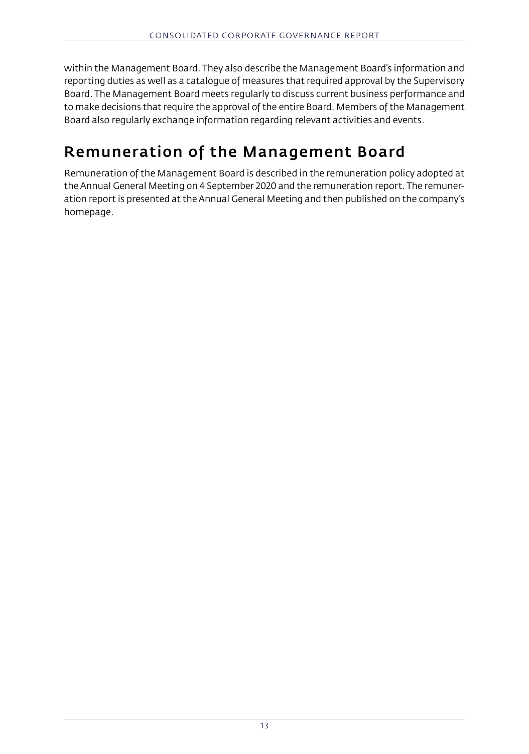within the Management Board. They also describe the Management Board's information and reporting duties as well as a catalogue of measures that required approval by the Supervisory Board. The Management Board meets regularly to discuss current business performance and to make decisions that require the approval of the entire Board. Members of the Management Board also regularly exchange information regarding relevant activities and events.

## Remuneration of the Management Board

Remuneration of the Management Board is described in the remuneration policy adopted at the Annual General Meeting on 4 September 2020 and the remuneration report. The remuneration report is presented at the Annual General Meeting and then published on the company's homepage.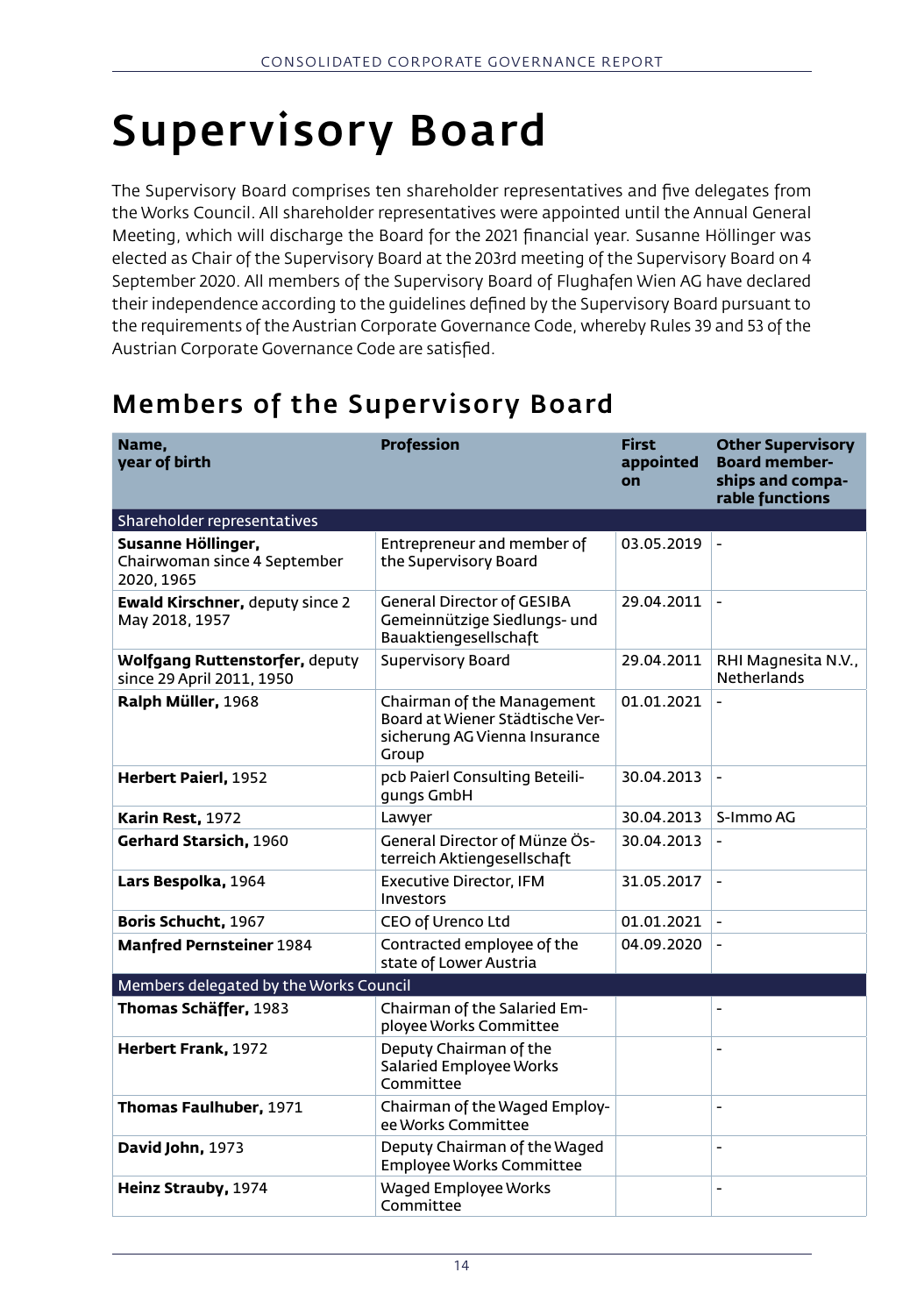# Supervisory Board

The Supervisory Board comprises ten shareholder representatives and five delegates from the Works Council. All shareholder representatives were appointed until the Annual General Meeting, which will discharge the Board for the 2021 financial year. Susanne Höllinger was elected as Chair of the Supervisory Board at the 203rd meeting of the Supervisory Board on 4 September 2020. All members of the Supervisory Board of Flughafen Wien AG have declared their independence according to the guidelines defined by the Supervisory Board pursuant to the requirements of the Austrian Corporate Governance Code, whereby Rules 39 and 53 of the Austrian Corporate Governance Code are satisfied.

## Members of the Supervisory Board

| Name, year of birth | Profession | First appointed on | Other Supervisory Board memberships and comparable functions |
|---|---|---|---|
| Shareholder representatives | | | |
| **Susanne Höllinger,** Chairwoman since 4 September 2020, 1965 | Entrepreneur and member of the Supervisory Board | 03.05.2019 | - |
| **Ewald Kirschner,** deputy since 2 May 2018, 1957 | General Director of GESIBA Gemeinnützige Siedlungs- und Bauaktiengesellschaft | 29.04.2011 | - |
| **Wolfgang Ruttenstorfer,** deputy since 29 April 2011, 1950 | Supervisory Board | 29.04.2011 | RHI Magnesita N.V., Netherlands |
| **Ralph Müller,** 1968 | Chairman of the Management Board at Wiener Städtische Versicherung AG Vienna Insurance Group | 01.01.2021 | - |
| **Herbert Paierl,** 1952 | pcb Paierl Consulting Beteiligungs GmbH | 30.04.2013 | - |
| **Karin Rest,** 1972 | Lawyer | 30.04.2013 | S-Immo AG |
| **Gerhard Starsich,** 1960 | General Director of Münze Österreich Aktiengesellschaft | 30.04.2013 | - |
| **Lars Bespolka,** 1964 | Executive Director, IFM Investors | 31.05.2017 | - |
| **Boris Schucht,** 1967 | CEO of Urenco Ltd | 01.01.2021 | - |
| **Manfred Pernsteiner** 1984 | Contracted employee of the state of Lower Austria | 04.09.2020 | - |
| Members delegated by the Works Council | | | |
| **Thomas Schäffer,** 1983 | Chairman of the Salaried Employee Works Committee | | - |
| **Herbert Frank,** 1972 | Deputy Chairman of the Salaried Employee Works Committee | | - |
| **Thomas Faulhuber,** 1971 | Chairman of the Waged Employee Works Committee | | - |
| **David John,** 1973 | Deputy Chairman of the Waged Employee Works Committee | | - |
| **Heinz Strauby,** 1974 | Waged Employee Works Committee | | - |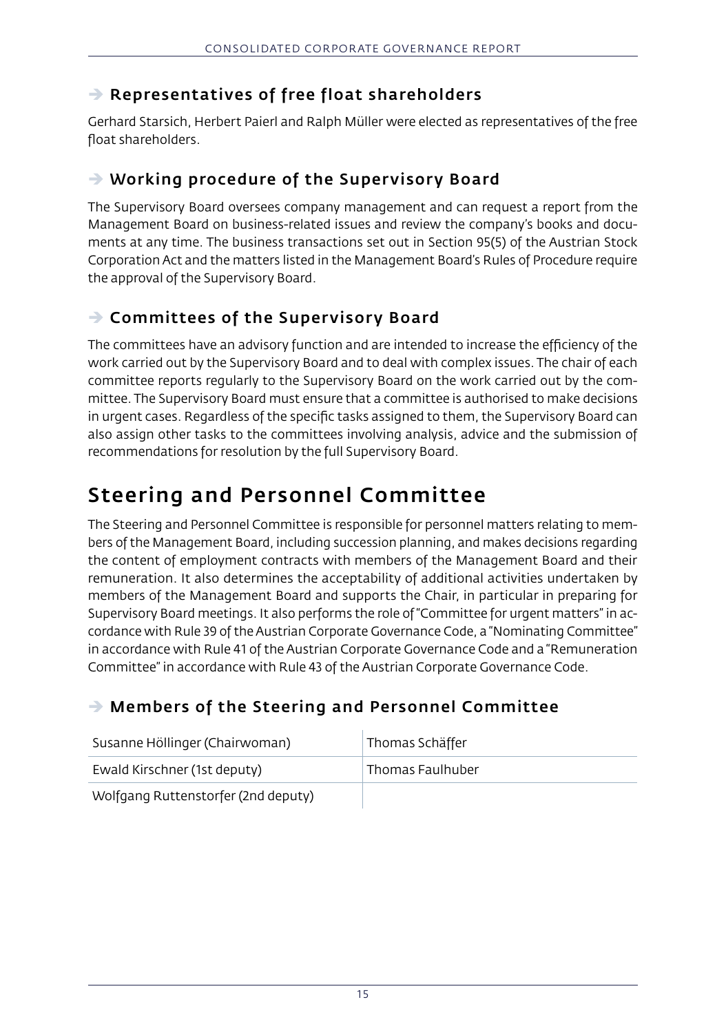### ➔ Representatives of free float shareholders

Gerhard Starsich, Herbert Paierl and Ralph Müller were elected as representatives of the free float shareholders.

### ➔ Working procedure of the Supervisory Board

The Supervisory Board oversees company management and can request a report from the Management Board on business-related issues and review the company's books and documents at any time. The business transactions set out in Section 95(5) of the Austrian Stock Corporation Act and the matters listed in the Management Board's Rules of Procedure require the approval of the Supervisory Board.

### ➔ Committees of the Supervisory Board

The committees have an advisory function and are intended to increase the efficiency of the work carried out by the Supervisory Board and to deal with complex issues. The chair of each committee reports regularly to the Supervisory Board on the work carried out by the committee. The Supervisory Board must ensure that a committee is authorised to make decisions in urgent cases. Regardless of the specific tasks assigned to them, the Supervisory Board can also assign other tasks to the committees involving analysis, advice and the submission of recommendations for resolution by the full Supervisory Board.

## Steering and Personnel Committee

The Steering and Personnel Committee is responsible for personnel matters relating to members of the Management Board, including succession planning, and makes decisions regarding the content of employment contracts with members of the Management Board and their remuneration. It also determines the acceptability of additional activities undertaken by members of the Management Board and supports the Chair, in particular in preparing for Supervisory Board meetings. It also performs the role of "Committee for urgent matters" in accordance with Rule 39 of the Austrian Corporate Governance Code, a "Nominating Committee" in accordance with Rule 41 of the Austrian Corporate Governance Code and a "Remuneration Committee" in accordance with Rule 43 of the Austrian Corporate Governance Code.

### ➔ Members of the Steering and Personnel Committee

| | |
|---|---|
| Susanne Höllinger (Chairwoman) | Thomas Schäffer |
| Ewald Kirschner (1st deputy) | Thomas Faulhuber |
| Wolfgang Ruttenstorfer (2nd deputy) | |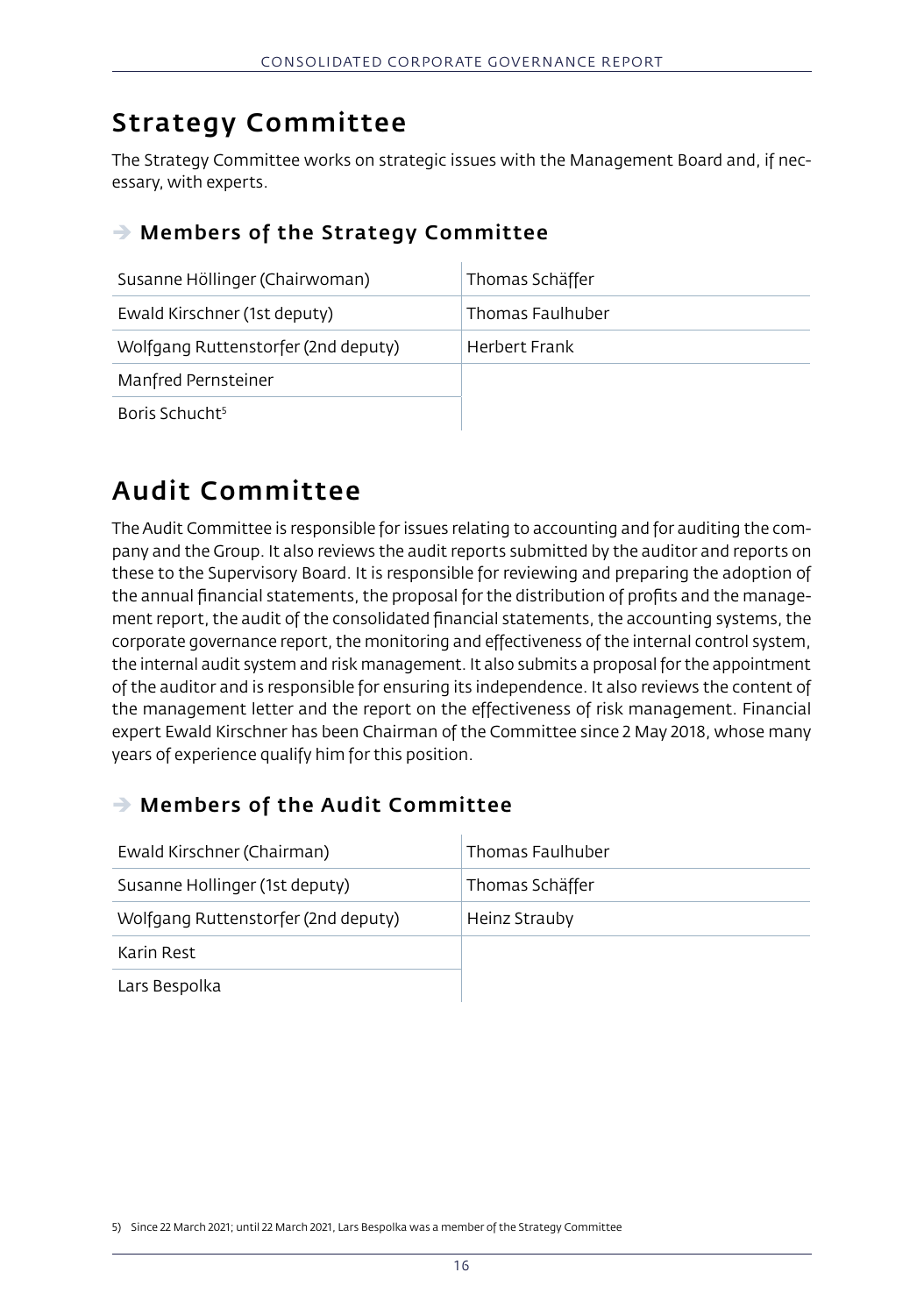## Strategy Committee

The Strategy Committee works on strategic issues with the Management Board and, if necessary, with experts.

### ➔ Members of the Strategy Committee

| | |
|---|---|
| Susanne Höllinger (Chairwoman) | Thomas Schäffer |
| Ewald Kirschner (1st deputy) | Thomas Faulhuber |
| Wolfgang Ruttenstorfer (2nd deputy) | Herbert Frank |
| Manfred Pernsteiner | |
| Boris Schucht[5] | |

## Audit Committee

The Audit Committee is responsible for issues relating to accounting and for auditing the company and the Group. It also reviews the audit reports submitted by the auditor and reports on these to the Supervisory Board. It is responsible for reviewing and preparing the adoption of the annual financial statements, the proposal for the distribution of profits and the management report, the audit of the consolidated financial statements, the accounting systems, the corporate governance report, the monitoring and effectiveness of the internal control system, the internal audit system and risk management. It also submits a proposal for the appointment of the auditor and is responsible for ensuring its independence. It also reviews the content of the management letter and the report on the effectiveness of risk management. Financial expert Ewald Kirschner has been Chairman of the Committee since 2 May 2018, whose many years of experience qualify him for this position.

### ➔ Members of the Audit Committee

| | |
|---|---|
| Ewald Kirschner (Chairman) | Thomas Faulhuber |
| Susanne Hollinger (1st deputy) | Thomas Schäffer |
| Wolfgang Ruttenstorfer (2nd deputy) | Heinz Strauby |
| Karin Rest | |
| Lars Bespolka | |

5) Since 22 March 2021; until 22 March 2021, Lars Bespolka was a member of the Strategy Committee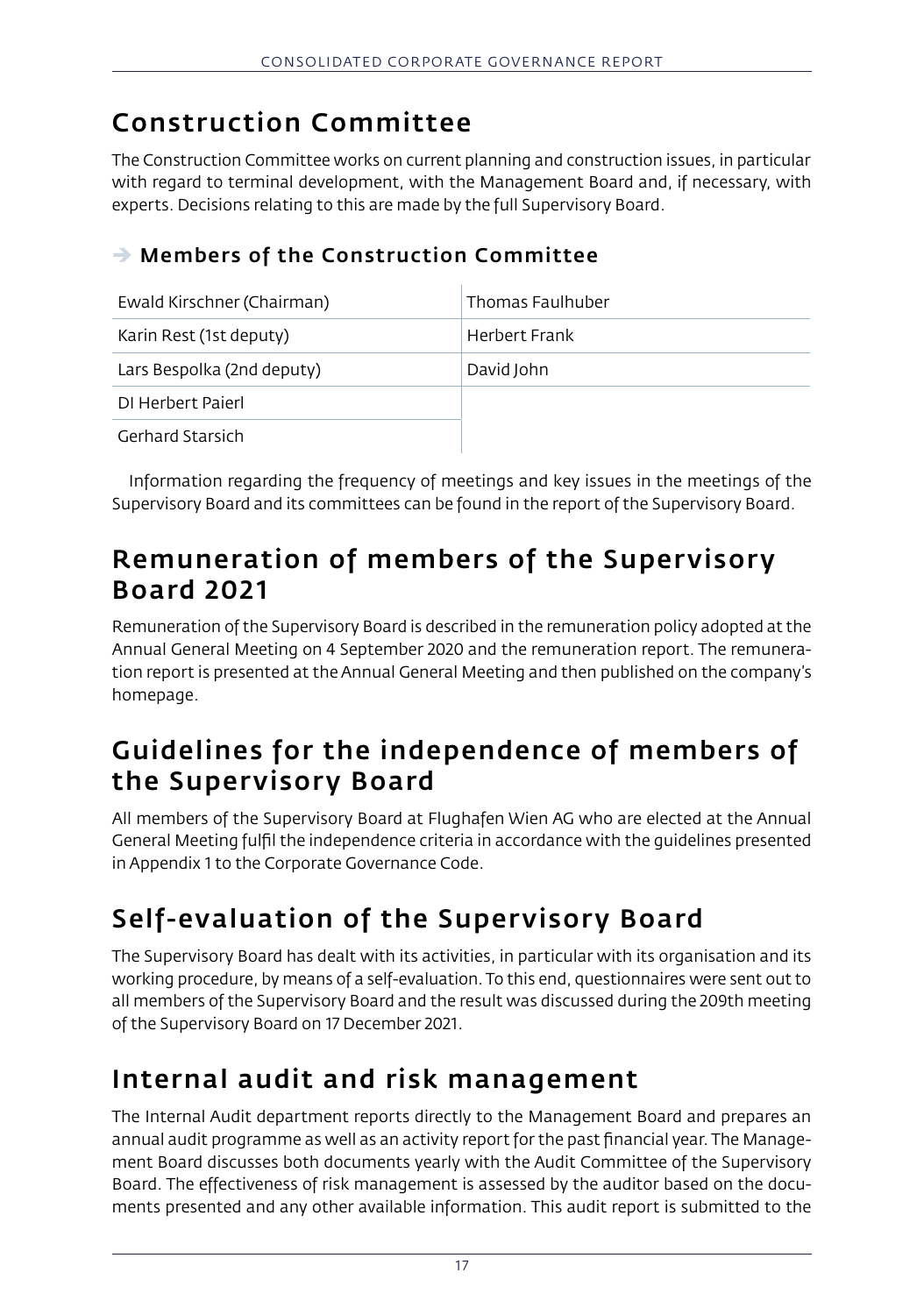## Construction Committee

The Construction Committee works on current planning and construction issues, in particular with regard to terminal development, with the Management Board and, if necessary, with experts. Decisions relating to this are made by the full Supervisory Board.

### ➔ Members of the Construction Committee

| | |
|---|---|
| Ewald Kirschner (Chairman) | Thomas Faulhuber |
| Karin Rest (1st deputy) | Herbert Frank |
| Lars Bespolka (2nd deputy) | David John |
| DI Herbert Paierl | |
| Gerhard Starsich | |

Information regarding the frequency of meetings and key issues in the meetings of the Supervisory Board and its committees can be found in the report of the Supervisory Board.

## Remuneration of members of the Supervisory Board 2021

Remuneration of the Supervisory Board is described in the remuneration policy adopted at the Annual General Meeting on 4 September 2020 and the remuneration report. The remuneration report is presented at the Annual General Meeting and then published on the company's homepage.

## Guidelines for the independence of members of the Supervisory Board

All members of the Supervisory Board at Flughafen Wien AG who are elected at the Annual General Meeting fulfil the independence criteria in accordance with the guidelines presented in Appendix 1 to the Corporate Governance Code.

## Self-evaluation of the Supervisory Board

The Supervisory Board has dealt with its activities, in particular with its organisation and its working procedure, by means of a self-evaluation. To this end, questionnaires were sent out to all members of the Supervisory Board and the result was discussed during the 209th meeting of the Supervisory Board on 17 December 2021.

## Internal audit and risk management

The Internal Audit department reports directly to the Management Board and prepares an annual audit programme as well as an activity report for the past financial year. The Management Board discusses both documents yearly with the Audit Committee of the Supervisory Board. The effectiveness of risk management is assessed by the auditor based on the documents presented and any other available information. This audit report is submitted to the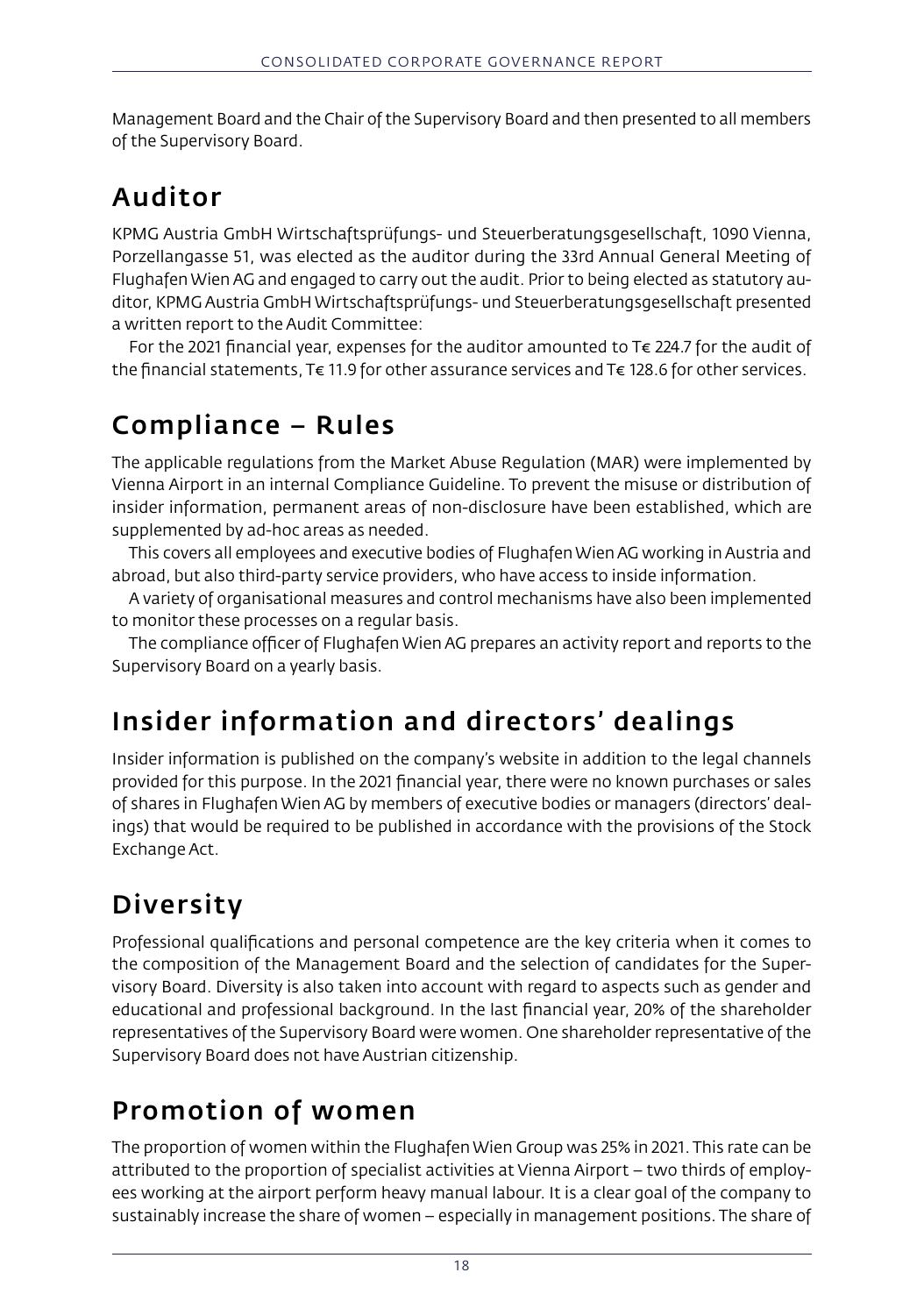Management Board and the Chair of the Supervisory Board and then presented to all members of the Supervisory Board.

## Auditor

KPMG Austria GmbH Wirtschaftsprüfungs- und Steuerberatungsgesellschaft, 1090 Vienna, Porzellangasse 51, was elected as the auditor during the 33rd Annual General Meeting of Flughafen Wien AG and engaged to carry out the audit. Prior to being elected as statutory auditor, KPMG Austria GmbH Wirtschaftsprüfungs- und Steuerberatungsgesellschaft presented a written report to the Audit Committee:

For the 2021 financial year, expenses for the auditor amounted to T€ 224.7 for the audit of the financial statements, T€ 11.9 for other assurance services and T€ 128.6 for other services.

## Compliance – Rules

The applicable regulations from the Market Abuse Regulation (MAR) were implemented by Vienna Airport in an internal Compliance Guideline. To prevent the misuse or distribution of insider information, permanent areas of non-disclosure have been established, which are supplemented by ad-hoc areas as needed.

This covers all employees and executive bodies of Flughafen Wien AG working in Austria and abroad, but also third-party service providers, who have access to inside information.

A variety of organisational measures and control mechanisms have also been implemented to monitor these processes on a regular basis.

The compliance officer of Flughafen Wien AG prepares an activity report and reports to the Supervisory Board on a yearly basis.

## Insider information and directors' dealings

Insider information is published on the company's website in addition to the legal channels provided for this purpose. In the 2021 financial year, there were no known purchases or sales of shares in Flughafen Wien AG by members of executive bodies or managers (directors' dealings) that would be required to be published in accordance with the provisions of the Stock Exchange Act.

## Diversity

Professional qualifications and personal competence are the key criteria when it comes to the composition of the Management Board and the selection of candidates for the Supervisory Board. Diversity is also taken into account with regard to aspects such as gender and educational and professional background. In the last financial year, 20% of the shareholder representatives of the Supervisory Board were women. One shareholder representative of the Supervisory Board does not have Austrian citizenship.

## Promotion of women

The proportion of women within the Flughafen Wien Group was 25% in 2021. This rate can be attributed to the proportion of specialist activities at Vienna Airport – two thirds of employees working at the airport perform heavy manual labour. It is a clear goal of the company to sustainably increase the share of women – especially in management positions. The share of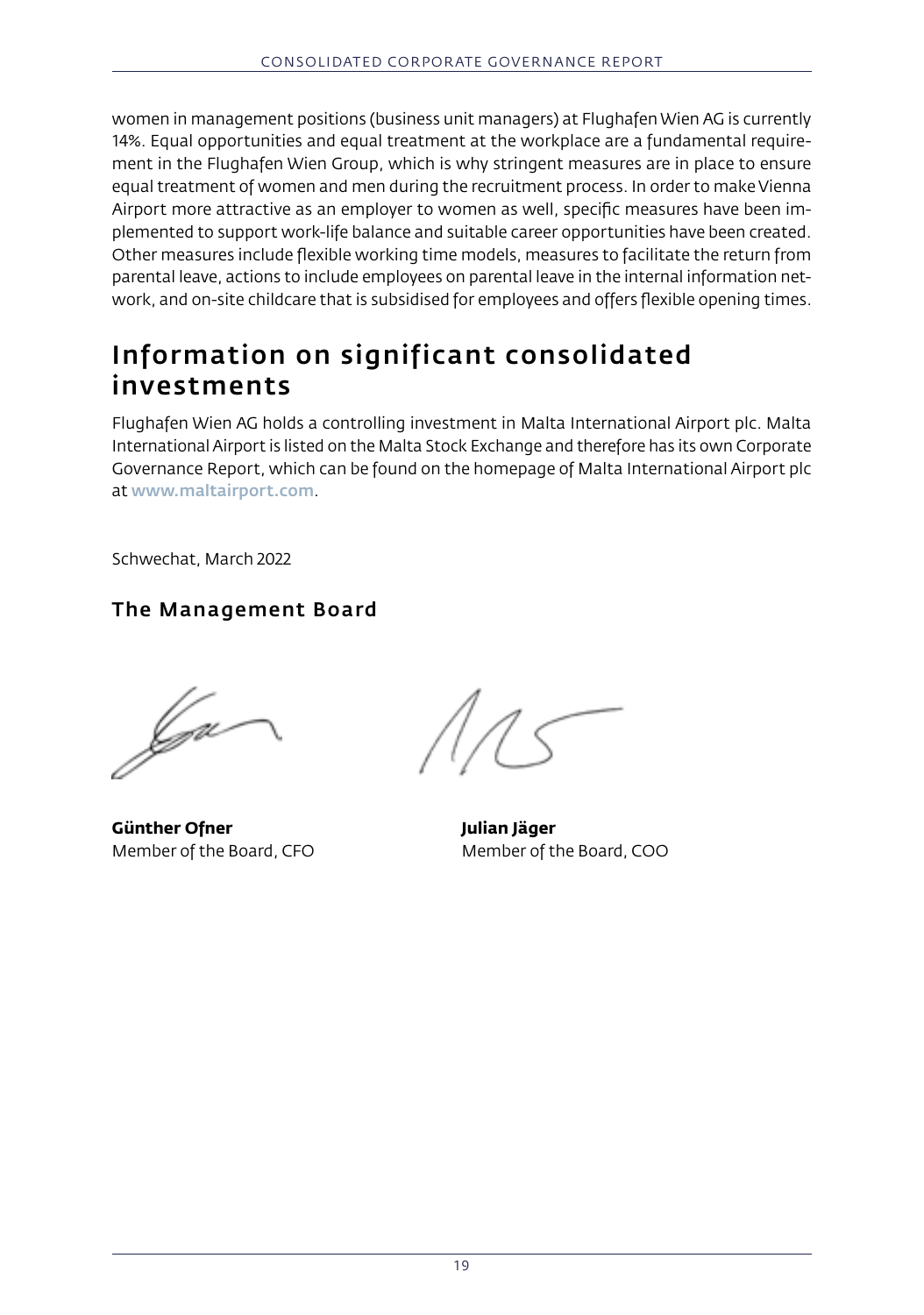women in management positions (business unit managers) at Flughafen Wien AG is currently 14%. Equal opportunities and equal treatment at the workplace are a fundamental requirement in the Flughafen Wien Group, which is why stringent measures are in place to ensure equal treatment of women and men during the recruitment process. In order to make Vienna Airport more attractive as an employer to women as well, specific measures have been implemented to support work-life balance and suitable career opportunities have been created. Other measures include flexible working time models, measures to facilitate the return from parental leave, actions to include employees on parental leave in the internal information network, and on-site childcare that is subsidised for employees and offers flexible opening times.

## Information on significant consolidated investments

Flughafen Wien AG holds a controlling investment in Malta International Airport plc. Malta International Airport is listed on the Malta Stock Exchange and therefore has its own Corporate Governance Report, which can be found on the homepage of Malta International Airport plc at www.maltairport.com.

Schwechat, March 2022

### The Management Board

**Günther Ofner**
Member of the Board, CFO

**Julian Jäger**
Member of the Board, COO